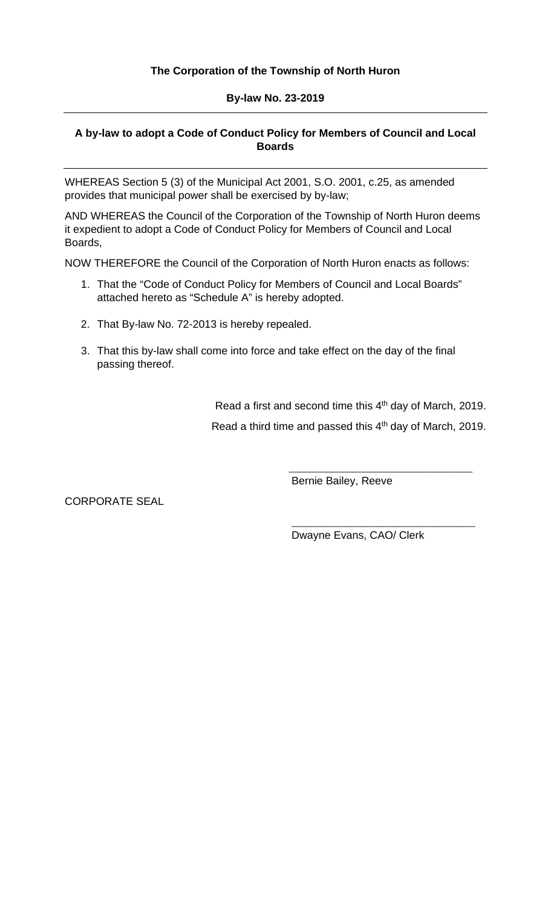**The Corporation of the Township of North Huron**

**By-law No. 23-2019**

---

**A by-law to adopt a Code of Conduct Policy for Members of Council and Local Boards**

---

WHEREAS Section 5 (3) of the Municipal Act 2001, S.O. 2001, c.25, as amended provides that municipal power shall be exercised by by-law;

AND WHEREAS the Council of the Corporation of the Township of North Huron deems it expedient to adopt a Code of Conduct Policy for Members of Council and Local Boards,

NOW THEREFORE the Council of the Corporation of North Huron enacts as follows:

1. That the "Code of Conduct Policy for Members of Council and Local Boards" attached hereto as "Schedule A" is hereby adopted.

2. That By-law No. 72-2013 is hereby repealed.

3. That this by-law shall come into force and take effect on the day of the final passing thereof.

Read a first and second time this 4th day of March, 2019.

Read a third time and passed this 4th day of March, 2019.

\_\_\_\_\_\_\_\_\_\_\_\_\_\_\_\_\_\_\_\_\_\_\_\_\_\_\_\_\_\_

Bernie Bailey, Reeve

CORPORATE SEAL

\_\_\_\_\_\_\_\_\_\_\_\_\_\_\_\_\_\_\_\_\_\_\_\_\_\_\_\_\_\_

Dwayne Evans, CAO/ Clerk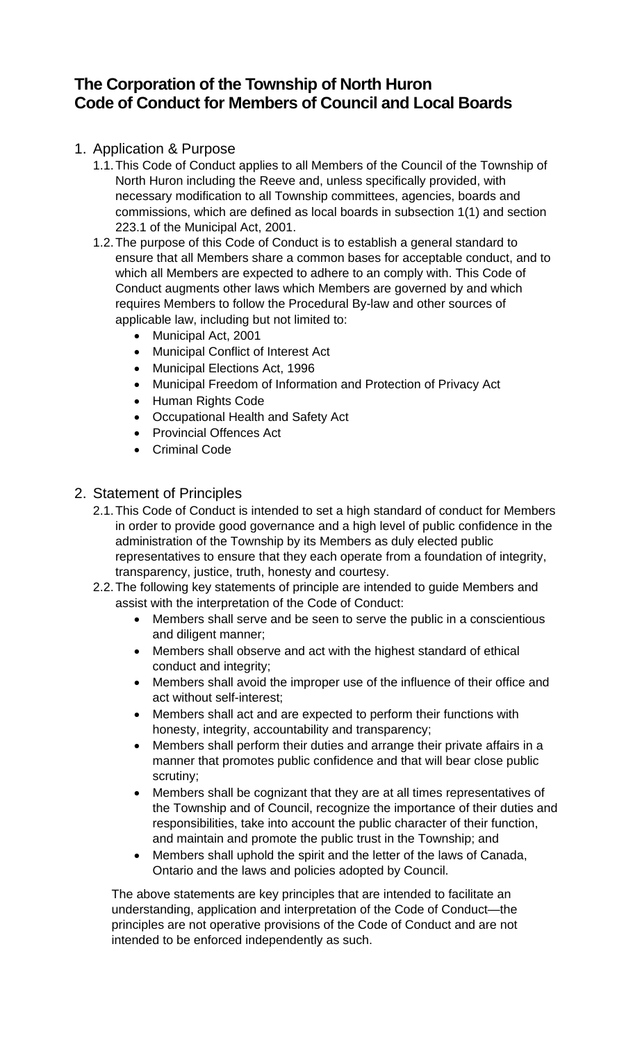# The Corporation of the Township of North Huron
# Code of Conduct for Members of Council and Local Boards

1. Application & Purpose
   1.1. This Code of Conduct applies to all Members of the Council of the Township of North Huron including the Reeve and, unless specifically provided, with necessary modification to all Township committees, agencies, boards and commissions, which are defined as local boards in subsection 1(1) and section 223.1 of the Municipal Act, 2001.
   1.2. The purpose of this Code of Conduct is to establish a general standard to ensure that all Members share a common bases for acceptable conduct, and to which all Members are expected to adhere to an comply with. This Code of Conduct augments other laws which Members are governed by and which requires Members to follow the Procedural By-law and other sources of applicable law, including but not limited to:
      - Municipal Act, 2001
      - Municipal Conflict of Interest Act
      - Municipal Elections Act, 1996
      - Municipal Freedom of Information and Protection of Privacy Act
      - Human Rights Code
      - Occupational Health and Safety Act
      - Provincial Offences Act
      - Criminal Code

2. Statement of Principles
   2.1. This Code of Conduct is intended to set a high standard of conduct for Members in order to provide good governance and a high level of public confidence in the administration of the Township by its Members as duly elected public representatives to ensure that they each operate from a foundation of integrity, transparency, justice, truth, honesty and courtesy.
   2.2. The following key statements of principle are intended to guide Members and assist with the interpretation of the Code of Conduct:
      - Members shall serve and be seen to serve the public in a conscientious and diligent manner;
      - Members shall observe and act with the highest standard of ethical conduct and integrity;
      - Members shall avoid the improper use of the influence of their office and act without self-interest;
      - Members shall act and are expected to perform their functions with honesty, integrity, accountability and transparency;
      - Members shall perform their duties and arrange their private affairs in a manner that promotes public confidence and that will bear close public scrutiny;
      - Members shall be cognizant that they are at all times representatives of the Township and of Council, recognize the importance of their duties and responsibilities, take into account the public character of their function, and maintain and promote the public trust in the Township; and
      - Members shall uphold the spirit and the letter of the laws of Canada, Ontario and the laws and policies adopted by Council.

   The above statements are key principles that are intended to facilitate an understanding, application and interpretation of the Code of Conduct—the principles are not operative provisions of the Code of Conduct and are not intended to be enforced independently as such.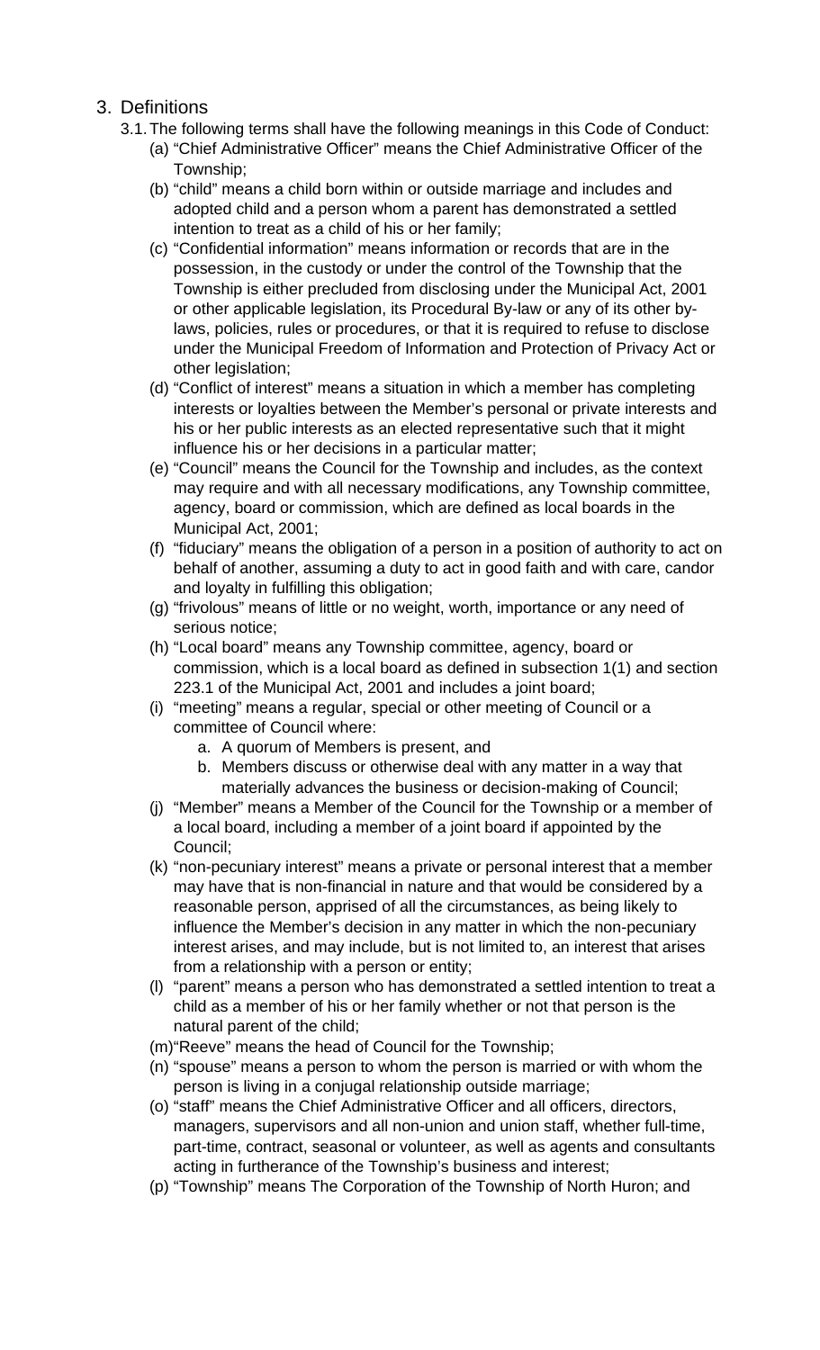3. Definitions

3.1. The following terms shall have the following meanings in this Code of Conduct:

(a) "Chief Administrative Officer" means the Chief Administrative Officer of the Township;

(b) "child" means a child born within or outside marriage and includes and adopted child and a person whom a parent has demonstrated a settled intention to treat as a child of his or her family;

(c) "Confidential information" means information or records that are in the possession, in the custody or under the control of the Township that the Township is either precluded from disclosing under the Municipal Act, 2001 or other applicable legislation, its Procedural By-law or any of its other by-laws, policies, rules or procedures, or that it is required to refuse to disclose under the Municipal Freedom of Information and Protection of Privacy Act or other legislation;

(d) "Conflict of interest" means a situation in which a member has completing interests or loyalties between the Member's personal or private interests and his or her public interests as an elected representative such that it might influence his or her decisions in a particular matter;

(e) "Council" means the Council for the Township and includes, as the context may require and with all necessary modifications, any Township committee, agency, board or commission, which are defined as local boards in the Municipal Act, 2001;

(f) "fiduciary" means the obligation of a person in a position of authority to act on behalf of another, assuming a duty to act in good faith and with care, candor and loyalty in fulfilling this obligation;

(g) "frivolous" means of little or no weight, worth, importance or any need of serious notice;

(h) "Local board" means any Township committee, agency, board or commission, which is a local board as defined in subsection 1(1) and section 223.1 of the Municipal Act, 2001 and includes a joint board;

(i) "meeting" means a regular, special or other meeting of Council or a committee of Council where:

   a. A quorum of Members is present, and
   b. Members discuss or otherwise deal with any matter in a way that materially advances the business or decision-making of Council;

(j) "Member" means a Member of the Council for the Township or a member of a local board, including a member of a joint board if appointed by the Council;

(k) "non-pecuniary interest" means a private or personal interest that a member may have that is non-financial in nature and that would be considered by a reasonable person, apprised of all the circumstances, as being likely to influence the Member's decision in any matter in which the non-pecuniary interest arises, and may include, but is not limited to, an interest that arises from a relationship with a person or entity;

(l) "parent" means a person who has demonstrated a settled intention to treat a child as a member of his or her family whether or not that person is the natural parent of the child;

(m) "Reeve" means the head of Council for the Township;

(n) "spouse" means a person to whom the person is married or with whom the person is living in a conjugal relationship outside marriage;

(o) "staff" means the Chief Administrative Officer and all officers, directors, managers, supervisors and all non-union and union staff, whether full-time, part-time, contract, seasonal or volunteer, as well as agents and consultants acting in furtherance of the Township's business and interest;

(p) "Township" means The Corporation of the Township of North Huron; and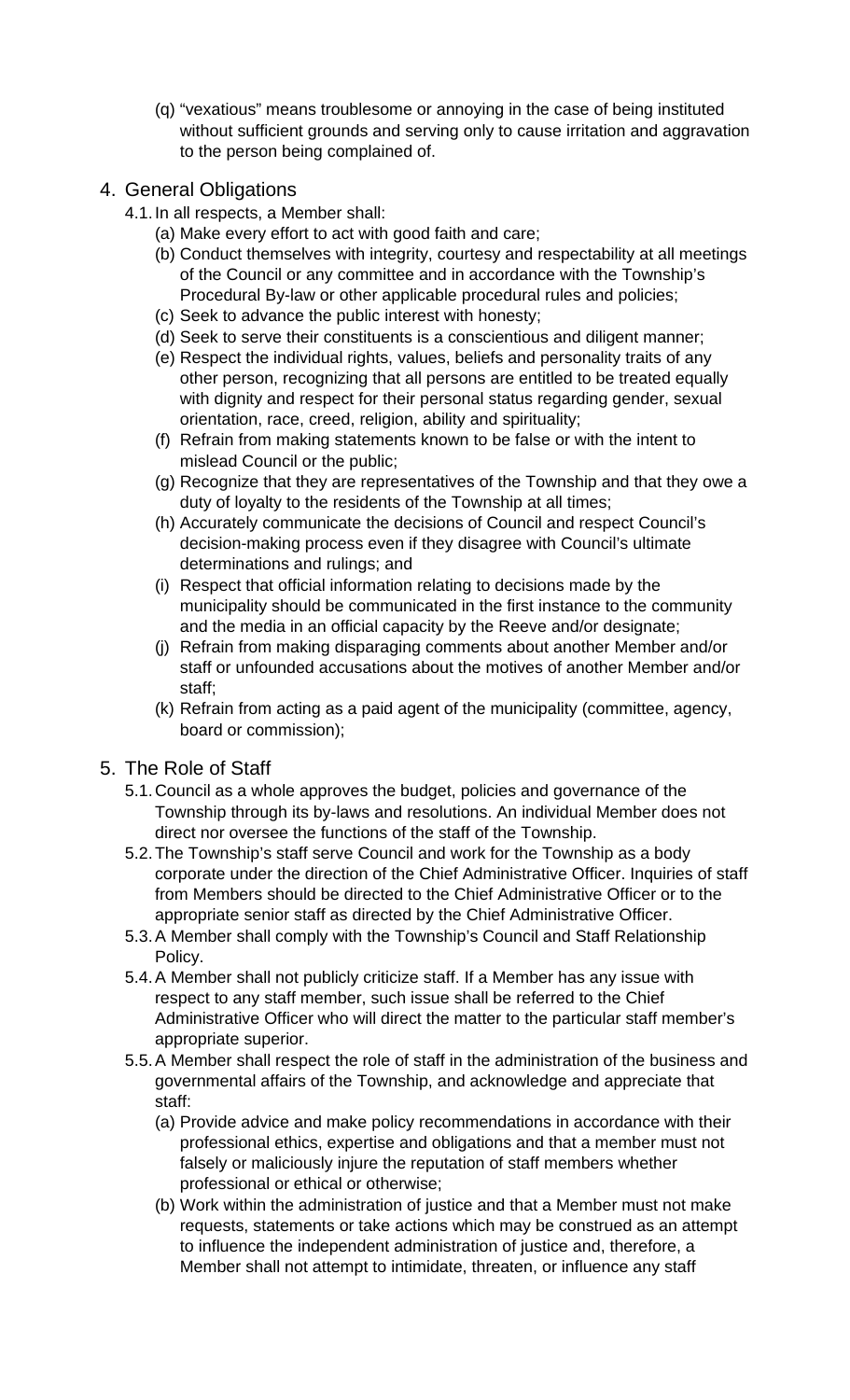(q) "vexatious" means troublesome or annoying in the case of being instituted without sufficient grounds and serving only to cause irritation and aggravation to the person being complained of.

## 4. General Obligations

4.1. In all respects, a Member shall:

(a) Make every effort to act with good faith and care;

(b) Conduct themselves with integrity, courtesy and respectability at all meetings of the Council or any committee and in accordance with the Township's Procedural By-law or other applicable procedural rules and policies;

(c) Seek to advance the public interest with honesty;

(d) Seek to serve their constituents is a conscientious and diligent manner;

(e) Respect the individual rights, values, beliefs and personality traits of any other person, recognizing that all persons are entitled to be treated equally with dignity and respect for their personal status regarding gender, sexual orientation, race, creed, religion, ability and spirituality;

(f) Refrain from making statements known to be false or with the intent to mislead Council or the public;

(g) Recognize that they are representatives of the Township and that they owe a duty of loyalty to the residents of the Township at all times;

(h) Accurately communicate the decisions of Council and respect Council's decision-making process even if they disagree with Council's ultimate determinations and rulings; and

(i) Respect that official information relating to decisions made by the municipality should be communicated in the first instance to the community and the media in an official capacity by the Reeve and/or designate;

(j) Refrain from making disparaging comments about another Member and/or staff or unfounded accusations about the motives of another Member and/or staff;

(k) Refrain from acting as a paid agent of the municipality (committee, agency, board or commission);

## 5. The Role of Staff

5.1. Council as a whole approves the budget, policies and governance of the Township through its by-laws and resolutions. An individual Member does not direct nor oversee the functions of the staff of the Township.

5.2. The Township's staff serve Council and work for the Township as a body corporate under the direction of the Chief Administrative Officer. Inquiries of staff from Members should be directed to the Chief Administrative Officer or to the appropriate senior staff as directed by the Chief Administrative Officer.

5.3. A Member shall comply with the Township's Council and Staff Relationship Policy.

5.4. A Member shall not publicly criticize staff. If a Member has any issue with respect to any staff member, such issue shall be referred to the Chief Administrative Officer who will direct the matter to the particular staff member's appropriate superior.

5.5. A Member shall respect the role of staff in the administration of the business and governmental affairs of the Township, and acknowledge and appreciate that staff:

(a) Provide advice and make policy recommendations in accordance with their professional ethics, expertise and obligations and that a member must not falsely or maliciously injure the reputation of staff members whether professional or ethical or otherwise;

(b) Work within the administration of justice and that a Member must not make requests, statements or take actions which may be construed as an attempt to influence the independent administration of justice and, therefore, a Member shall not attempt to intimidate, threaten, or influence any staff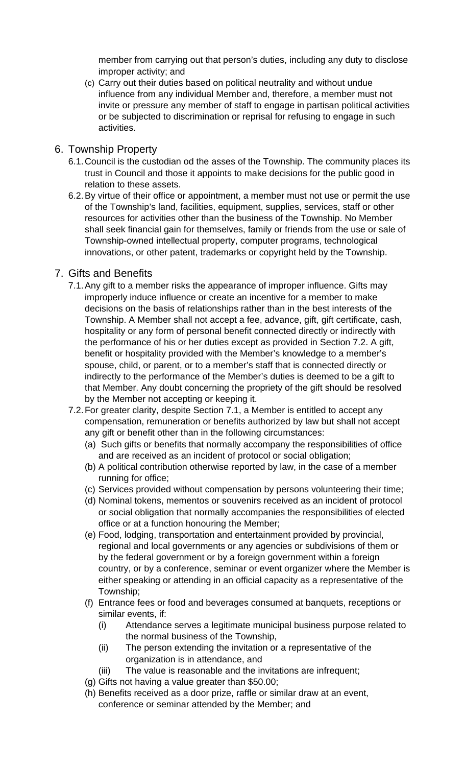member from carrying out that person's duties, including any duty to disclose improper activity; and

(c) Carry out their duties based on political neutrality and without undue influence from any individual Member and, therefore, a member must not invite or pressure any member of staff to engage in partisan political activities or be subjected to discrimination or reprisal for refusing to engage in such activities.

## 6. Township Property

6.1. Council is the custodian od the asses of the Township. The community places its trust in Council and those it appoints to make decisions for the public good in relation to these assets.

6.2. By virtue of their office or appointment, a member must not use or permit the use of the Township's land, facilities, equipment, supplies, services, staff or other resources for activities other than the business of the Township. No Member shall seek financial gain for themselves, family or friends from the use or sale of Township-owned intellectual property, computer programs, technological innovations, or other patent, trademarks or copyright held by the Township.

## 7. Gifts and Benefits

7.1. Any gift to a member risks the appearance of improper influence. Gifts may improperly induce influence or create an incentive for a member to make decisions on the basis of relationships rather than in the best interests of the Township. A Member shall not accept a fee, advance, gift, gift certificate, cash, hospitality or any form of personal benefit connected directly or indirectly with the performance of his or her duties except as provided in Section 7.2. A gift, benefit or hospitality provided with the Member's knowledge to a member's spouse, child, or parent, or to a member's staff that is connected directly or indirectly to the performance of the Member's duties is deemed to be a gift to that Member. Any doubt concerning the propriety of the gift should be resolved by the Member not accepting or keeping it.

7.2. For greater clarity, despite Section 7.1, a Member is entitled to accept any compensation, remuneration or benefits authorized by law but shall not accept any gift or benefit other than in the following circumstances:

(a) Such gifts or benefits that normally accompany the responsibilities of office and are received as an incident of protocol or social obligation;

(b) A political contribution otherwise reported by law, in the case of a member running for office;

(c) Services provided without compensation by persons volunteering their time;

(d) Nominal tokens, mementos or souvenirs received as an incident of protocol or social obligation that normally accompanies the responsibilities of elected office or at a function honouring the Member;

(e) Food, lodging, transportation and entertainment provided by provincial, regional and local governments or any agencies or subdivisions of them or by the federal government or by a foreign government within a foreign country, or by a conference, seminar or event organizer where the Member is either speaking or attending in an official capacity as a representative of the Township;

(f) Entrance fees or food and beverages consumed at banquets, receptions or similar events, if:

(i) Attendance serves a legitimate municipal business purpose related to the normal business of the Township,

(ii) The person extending the invitation or a representative of the organization is in attendance, and

(iii) The value is reasonable and the invitations are infrequent;

(g) Gifts not having a value greater than $50.00;

(h) Benefits received as a door prize, raffle or similar draw at an event, conference or seminar attended by the Member; and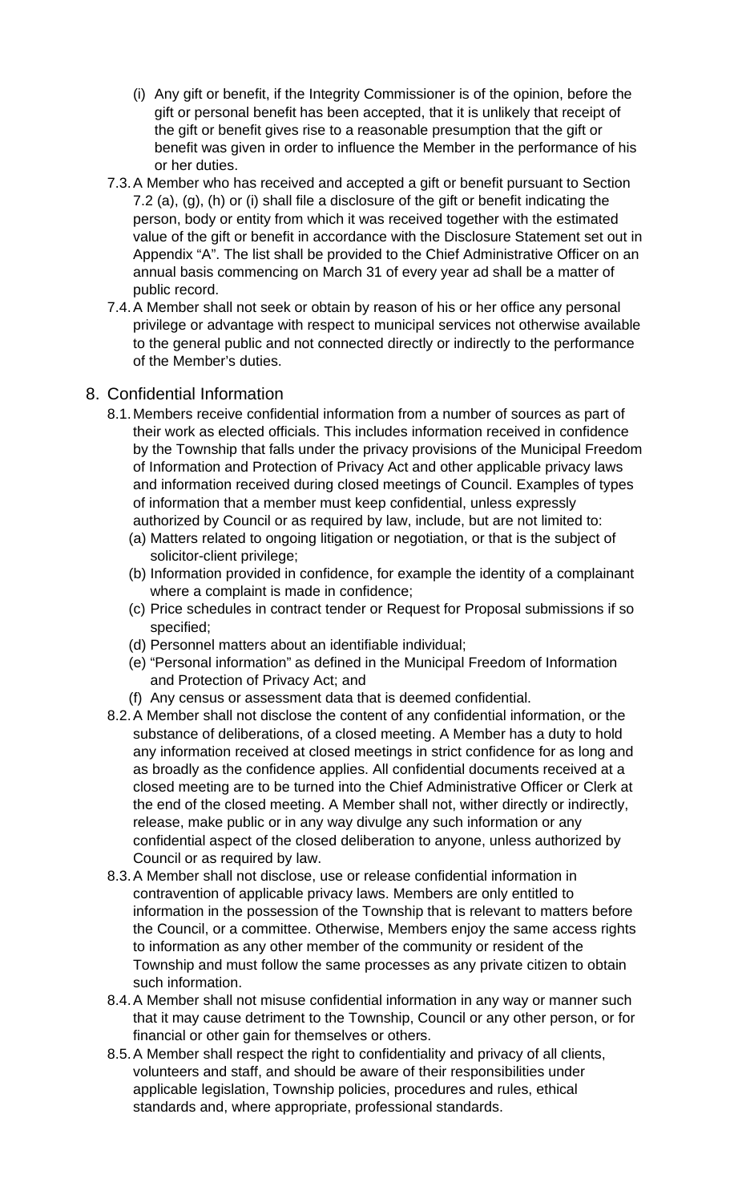(i) Any gift or benefit, if the Integrity Commissioner is of the opinion, before the gift or personal benefit has been accepted, that it is unlikely that receipt of the gift or benefit gives rise to a reasonable presumption that the gift or benefit was given in order to influence the Member in the performance of his or her duties.

7.3. A Member who has received and accepted a gift or benefit pursuant to Section 7.2 (a), (g), (h) or (i) shall file a disclosure of the gift or benefit indicating the person, body or entity from which it was received together with the estimated value of the gift or benefit in accordance with the Disclosure Statement set out in Appendix "A". The list shall be provided to the Chief Administrative Officer on an annual basis commencing on March 31 of every year ad shall be a matter of public record.

7.4. A Member shall not seek or obtain by reason of his or her office any personal privilege or advantage with respect to municipal services not otherwise available to the general public and not connected directly or indirectly to the performance of the Member's duties.

## 8. Confidential Information

8.1. Members receive confidential information from a number of sources as part of their work as elected officials. This includes information received in confidence by the Township that falls under the privacy provisions of the Municipal Freedom of Information and Protection of Privacy Act and other applicable privacy laws and information received during closed meetings of Council. Examples of types of information that a member must keep confidential, unless expressly authorized by Council or as required by law, include, but are not limited to:

(a) Matters related to ongoing litigation or negotiation, or that is the subject of solicitor-client privilege;

(b) Information provided in confidence, for example the identity of a complainant where a complaint is made in confidence;

(c) Price schedules in contract tender or Request for Proposal submissions if so specified;

(d) Personnel matters about an identifiable individual;

(e) "Personal information" as defined in the Municipal Freedom of Information and Protection of Privacy Act; and

(f) Any census or assessment data that is deemed confidential.

8.2. A Member shall not disclose the content of any confidential information, or the substance of deliberations, of a closed meeting. A Member has a duty to hold any information received at closed meetings in strict confidence for as long and as broadly as the confidence applies. All confidential documents received at a closed meeting are to be turned into the Chief Administrative Officer or Clerk at the end of the closed meeting. A Member shall not, wither directly or indirectly, release, make public or in any way divulge any such information or any confidential aspect of the closed deliberation to anyone, unless authorized by Council or as required by law.

8.3. A Member shall not disclose, use or release confidential information in contravention of applicable privacy laws. Members are only entitled to information in the possession of the Township that is relevant to matters before the Council, or a committee. Otherwise, Members enjoy the same access rights to information as any other member of the community or resident of the Township and must follow the same processes as any private citizen to obtain such information.

8.4. A Member shall not misuse confidential information in any way or manner such that it may cause detriment to the Township, Council or any other person, or for financial or other gain for themselves or others.

8.5. A Member shall respect the right to confidentiality and privacy of all clients, volunteers and staff, and should be aware of their responsibilities under applicable legislation, Township policies, procedures and rules, ethical standards and, where appropriate, professional standards.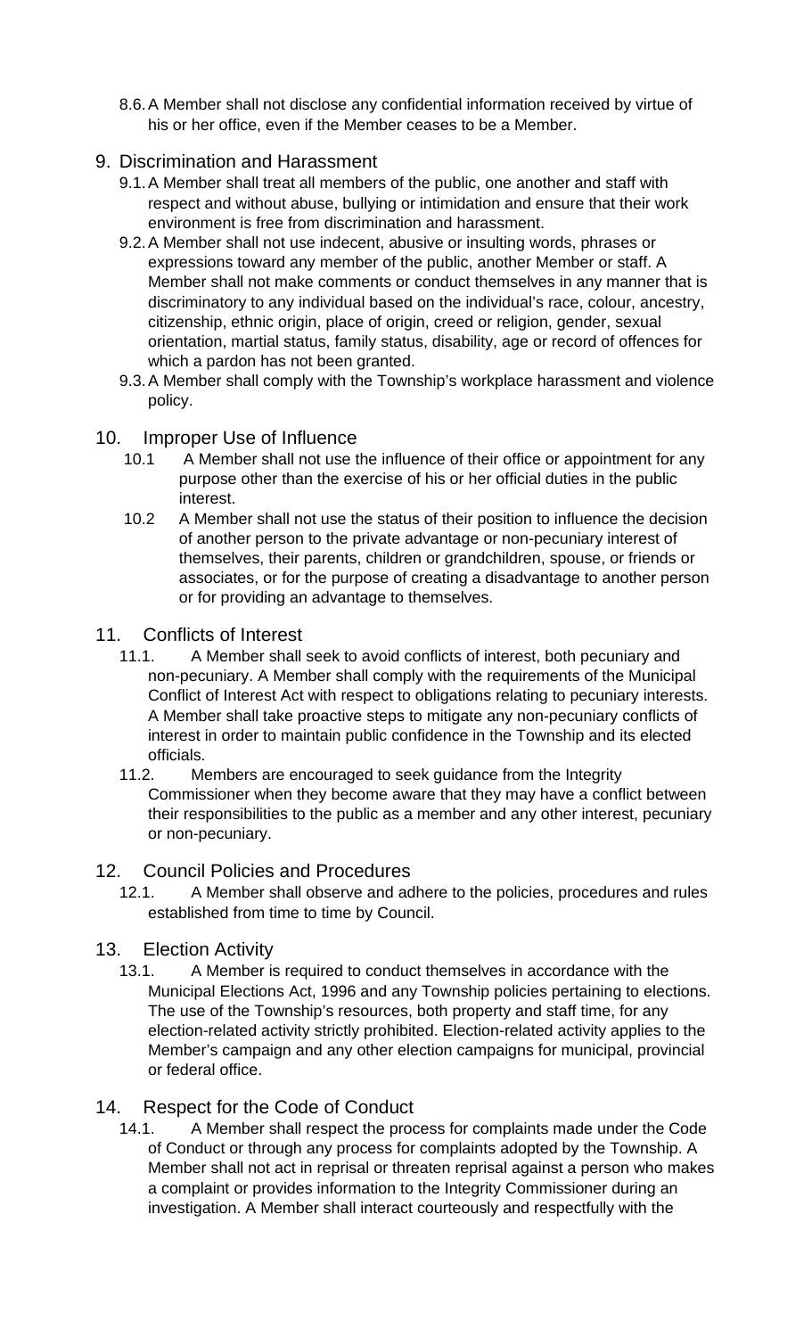8.6. A Member shall not disclose any confidential information received by virtue of his or her office, even if the Member ceases to be a Member.

## 9. Discrimination and Harassment

9.1. A Member shall treat all members of the public, one another and staff with respect and without abuse, bullying or intimidation and ensure that their work environment is free from discrimination and harassment.

9.2. A Member shall not use indecent, abusive or insulting words, phrases or expressions toward any member of the public, another Member or staff. A Member shall not make comments or conduct themselves in any manner that is discriminatory to any individual based on the individual's race, colour, ancestry, citizenship, ethnic origin, place of origin, creed or religion, gender, sexual orientation, martial status, family status, disability, age or record of offences for which a pardon has not been granted.

9.3. A Member shall comply with the Township's workplace harassment and violence policy.

## 10. Improper Use of Influence

10.1 A Member shall not use the influence of their office or appointment for any purpose other than the exercise of his or her official duties in the public interest.

10.2 A Member shall not use the status of their position to influence the decision of another person to the private advantage or non-pecuniary interest of themselves, their parents, children or grandchildren, spouse, or friends or associates, or for the purpose of creating a disadvantage to another person or for providing an advantage to themselves.

## 11. Conflicts of Interest

11.1. A Member shall seek to avoid conflicts of interest, both pecuniary and non-pecuniary. A Member shall comply with the requirements of the Municipal Conflict of Interest Act with respect to obligations relating to pecuniary interests. A Member shall take proactive steps to mitigate any non-pecuniary conflicts of interest in order to maintain public confidence in the Township and its elected officials.

11.2. Members are encouraged to seek guidance from the Integrity Commissioner when they become aware that they may have a conflict between their responsibilities to the public as a member and any other interest, pecuniary or non-pecuniary.

## 12. Council Policies and Procedures

12.1. A Member shall observe and adhere to the policies, procedures and rules established from time to time by Council.

## 13. Election Activity

13.1. A Member is required to conduct themselves in accordance with the Municipal Elections Act, 1996 and any Township policies pertaining to elections. The use of the Township's resources, both property and staff time, for any election-related activity strictly prohibited. Election-related activity applies to the Member's campaign and any other election campaigns for municipal, provincial or federal office.

## 14. Respect for the Code of Conduct

14.1. A Member shall respect the process for complaints made under the Code of Conduct or through any process for complaints adopted by the Township. A Member shall not act in reprisal or threaten reprisal against a person who makes a complaint or provides information to the Integrity Commissioner during an investigation. A Member shall interact courteously and respectfully with the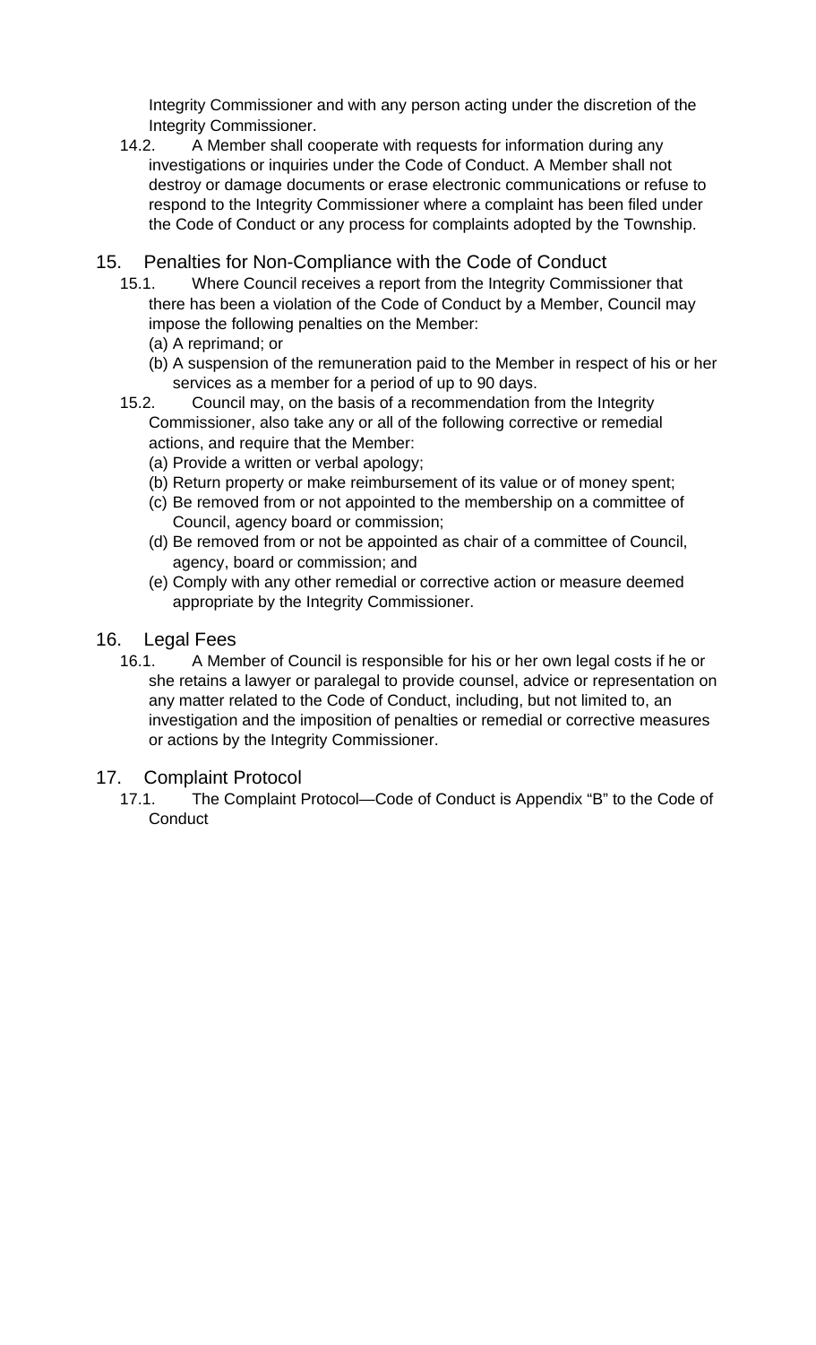Integrity Commissioner and with any person acting under the discretion of the Integrity Commissioner.

14.2. A Member shall cooperate with requests for information during any investigations or inquiries under the Code of Conduct. A Member shall not destroy or damage documents or erase electronic communications or refuse to respond to the Integrity Commissioner where a complaint has been filed under the Code of Conduct or any process for complaints adopted by the Township.

## 15. Penalties for Non-Compliance with the Code of Conduct

15.1. Where Council receives a report from the Integrity Commissioner that there has been a violation of the Code of Conduct by a Member, Council may impose the following penalties on the Member:

(a) A reprimand; or

(b) A suspension of the remuneration paid to the Member in respect of his or her services as a member for a period of up to 90 days.

15.2. Council may, on the basis of a recommendation from the Integrity Commissioner, also take any or all of the following corrective or remedial actions, and require that the Member:

(a) Provide a written or verbal apology;

(b) Return property or make reimbursement of its value or of money spent;

(c) Be removed from or not appointed to the membership on a committee of Council, agency board or commission;

(d) Be removed from or not be appointed as chair of a committee of Council, agency, board or commission; and

(e) Comply with any other remedial or corrective action or measure deemed appropriate by the Integrity Commissioner.

## 16. Legal Fees

16.1. A Member of Council is responsible for his or her own legal costs if he or she retains a lawyer or paralegal to provide counsel, advice or representation on any matter related to the Code of Conduct, including, but not limited to, an investigation and the imposition of penalties or remedial or corrective measures or actions by the Integrity Commissioner.

## 17. Complaint Protocol

17.1. The Complaint Protocol—Code of Conduct is Appendix "B" to the Code of Conduct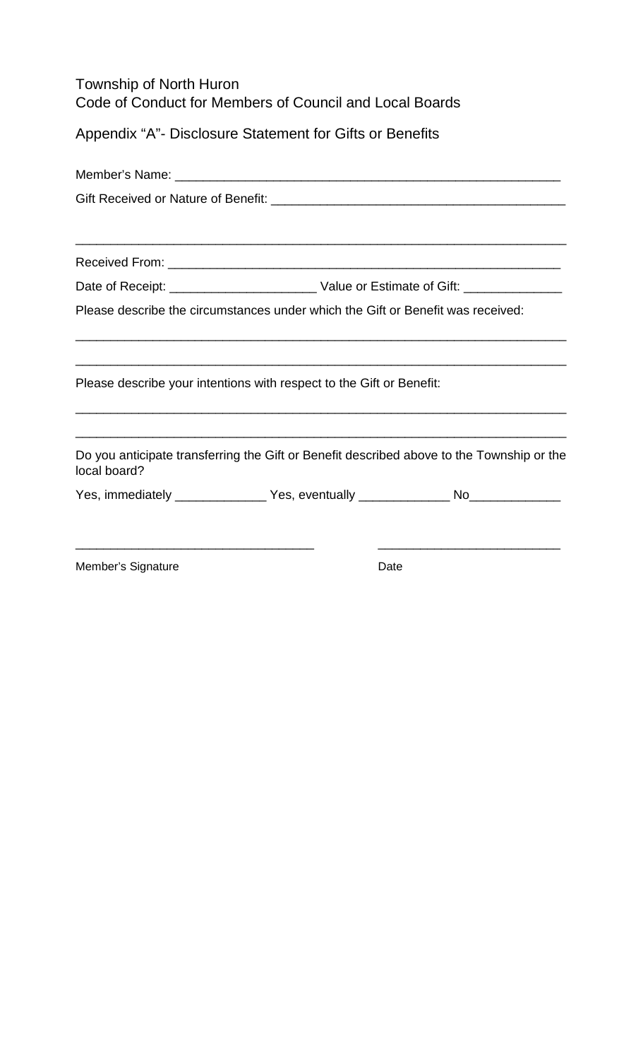Township of North Huron
Code of Conduct for Members of Council and Local Boards

## Appendix "A"- Disclosure Statement for Gifts or Benefits

Member's Name: ___________________________________________________________

Gift Received or Nature of Benefit: ____________________________________________

_______________________________________________________________________

Received From: ___________________________________________________________

Date of Receipt: _____________________ Value or Estimate of Gift: ______________

Please describe the circumstances under which the Gift or Benefit was received:

_______________________________________________________________________

_______________________________________________________________________

Please describe your intentions with respect to the Gift or Benefit:

_______________________________________________________________________

_______________________________________________________________________

Do you anticipate transferring the Gift or Benefit described above to the Township or the local board?

Yes, immediately _____________ Yes, eventually _____________ No_____________

__________________________________ __________________________

Member's Signature Date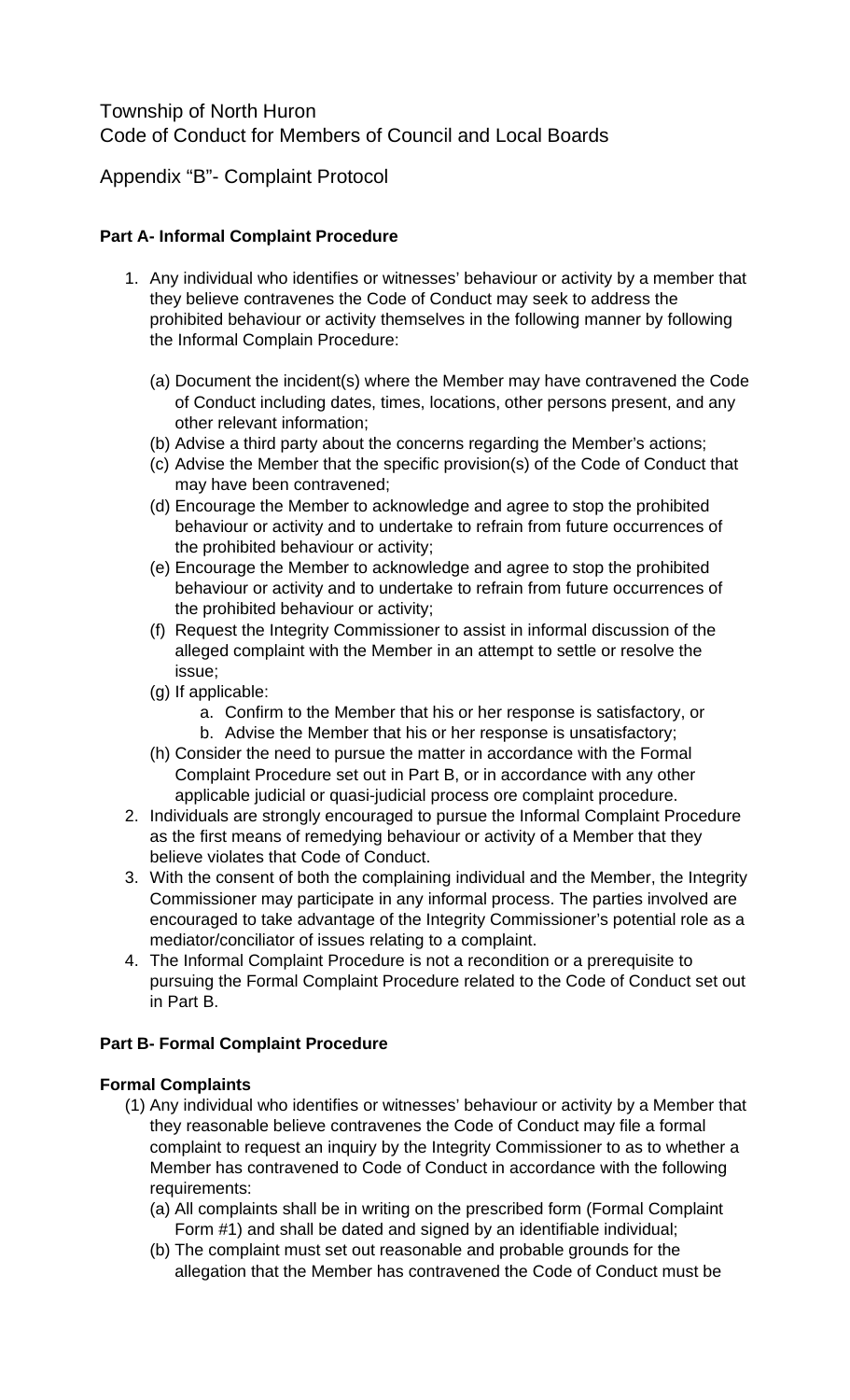Township of North Huron
Code of Conduct for Members of Council and Local Boards

Appendix “B”- Complaint Protocol

**Part A- Informal Complaint Procedure**

1. Any individual who identifies or witnesses’ behaviour or activity by a member that they believe contravenes the Code of Conduct may seek to address the prohibited behaviour or activity themselves in the following manner by following the Informal Complain Procedure:

   (a) Document the incident(s) where the Member may have contravened the Code of Conduct including dates, times, locations, other persons present, and any other relevant information;
   (b) Advise a third party about the concerns regarding the Member’s actions;
   (c) Advise the Member that the specific provision(s) of the Code of Conduct that may have been contravened;
   (d) Encourage the Member to acknowledge and agree to stop the prohibited behaviour or activity and to undertake to refrain from future occurrences of the prohibited behaviour or activity;
   (e) Encourage the Member to acknowledge and agree to stop the prohibited behaviour or activity and to undertake to refrain from future occurrences of the prohibited behaviour or activity;
   (f) Request the Integrity Commissioner to assist in informal discussion of the alleged complaint with the Member in an attempt to settle or resolve the issue;
   (g) If applicable:
      a. Confirm to the Member that his or her response is satisfactory, or
      b. Advise the Member that his or her response is unsatisfactory;
   (h) Consider the need to pursue the matter in accordance with the Formal Complaint Procedure set out in Part B, or in accordance with any other applicable judicial or quasi-judicial process ore complaint procedure.
2. Individuals are strongly encouraged to pursue the Informal Complaint Procedure as the first means of remedying behaviour or activity of a Member that they believe violates that Code of Conduct.
3. With the consent of both the complaining individual and the Member, the Integrity Commissioner may participate in any informal process. The parties involved are encouraged to take advantage of the Integrity Commissioner’s potential role as a mediator/conciliator of issues relating to a complaint.
4. The Informal Complaint Procedure is not a recondition or a prerequisite to pursuing the Formal Complaint Procedure related to the Code of Conduct set out in Part B.

**Part B- Formal Complaint Procedure**

**Formal Complaints**

(1) Any individual who identifies or witnesses’ behaviour or activity by a Member that they reasonable believe contravenes the Code of Conduct may file a formal complaint to request an inquiry by the Integrity Commissioner to as to whether a Member has contravened to Code of Conduct in accordance with the following requirements:
   (a) All complaints shall be in writing on the prescribed form (Formal Complaint Form #1) and shall be dated and signed by an identifiable individual;
   (b) The complaint must set out reasonable and probable grounds for the allegation that the Member has contravened the Code of Conduct must be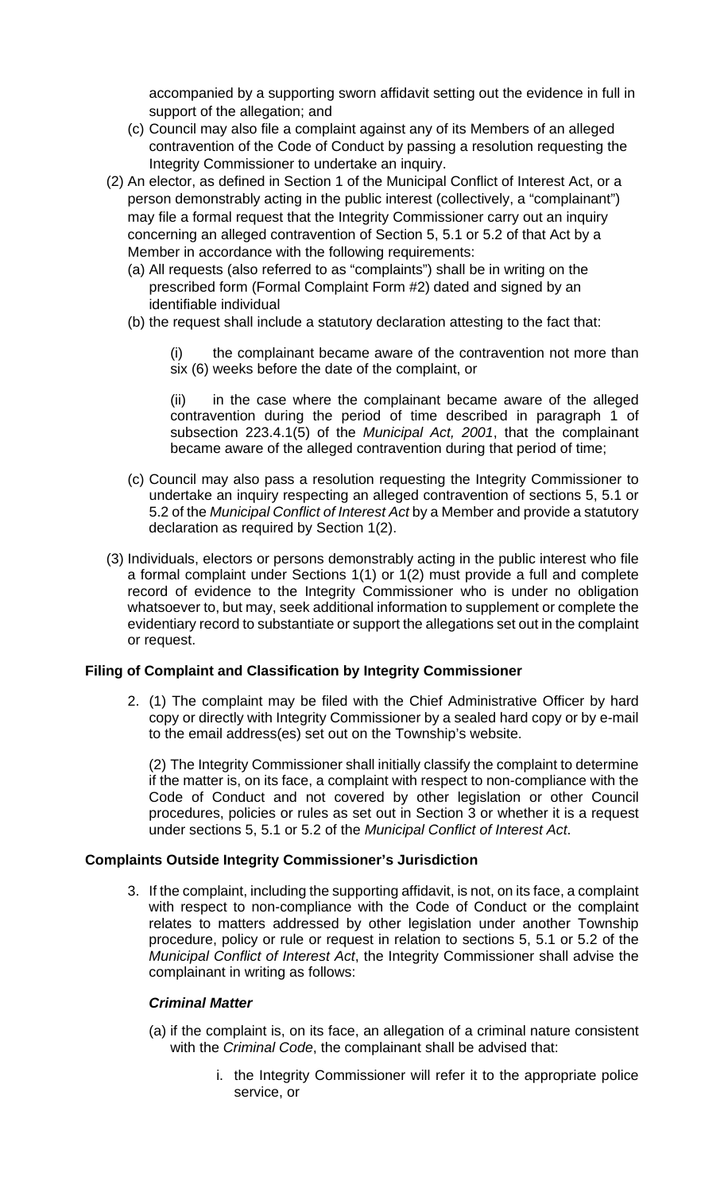accompanied by a supporting sworn affidavit setting out the evidence in full in support of the allegation; and

(c) Council may also file a complaint against any of its Members of an alleged contravention of the Code of Conduct by passing a resolution requesting the Integrity Commissioner to undertake an inquiry.

(2) An elector, as defined in Section 1 of the Municipal Conflict of Interest Act, or a person demonstrably acting in the public interest (collectively, a "complainant") may file a formal request that the Integrity Commissioner carry out an inquiry concerning an alleged contravention of Section 5, 5.1 or 5.2 of that Act by a Member in accordance with the following requirements:

(a) All requests (also referred to as "complaints") shall be in writing on the prescribed form (Formal Complaint Form #2) dated and signed by an identifiable individual

(b) the request shall include a statutory declaration attesting to the fact that:

(i) the complainant became aware of the contravention not more than six (6) weeks before the date of the complaint, or

(ii) in the case where the complainant became aware of the alleged contravention during the period of time described in paragraph 1 of subsection 223.4.1(5) of the *Municipal Act, 2001*, that the complainant became aware of the alleged contravention during that period of time;

(c) Council may also pass a resolution requesting the Integrity Commissioner to undertake an inquiry respecting an alleged contravention of sections 5, 5.1 or 5.2 of the *Municipal Conflict of Interest Act* by a Member and provide a statutory declaration as required by Section 1(2).

(3) Individuals, electors or persons demonstrably acting in the public interest who file a formal complaint under Sections 1(1) or 1(2) must provide a full and complete record of evidence to the Integrity Commissioner who is under no obligation whatsoever to, but may, seek additional information to supplement or complete the evidentiary record to substantiate or support the allegations set out in the complaint or request.

**Filing of Complaint and Classification by Integrity Commissioner**

2. (1) The complaint may be filed with the Chief Administrative Officer by hard copy or directly with Integrity Commissioner by a sealed hard copy or by e-mail to the email address(es) set out on the Township's website.

(2) The Integrity Commissioner shall initially classify the complaint to determine if the matter is, on its face, a complaint with respect to non-compliance with the Code of Conduct and not covered by other legislation or other Council procedures, policies or rules as set out in Section 3 or whether it is a request under sections 5, 5.1 or 5.2 of the *Municipal Conflict of Interest Act*.

**Complaints Outside Integrity Commissioner's Jurisdiction**

3. If the complaint, including the supporting affidavit, is not, on its face, a complaint with respect to non-compliance with the Code of Conduct or the complaint relates to matters addressed by other legislation under another Township procedure, policy or rule or request in relation to sections 5, 5.1 or 5.2 of the *Municipal Conflict of Interest Act*, the Integrity Commissioner shall advise the complainant in writing as follows:

***Criminal Matter***

(a) if the complaint is, on its face, an allegation of a criminal nature consistent with the *Criminal Code*, the complainant shall be advised that:

i. the Integrity Commissioner will refer it to the appropriate police service, or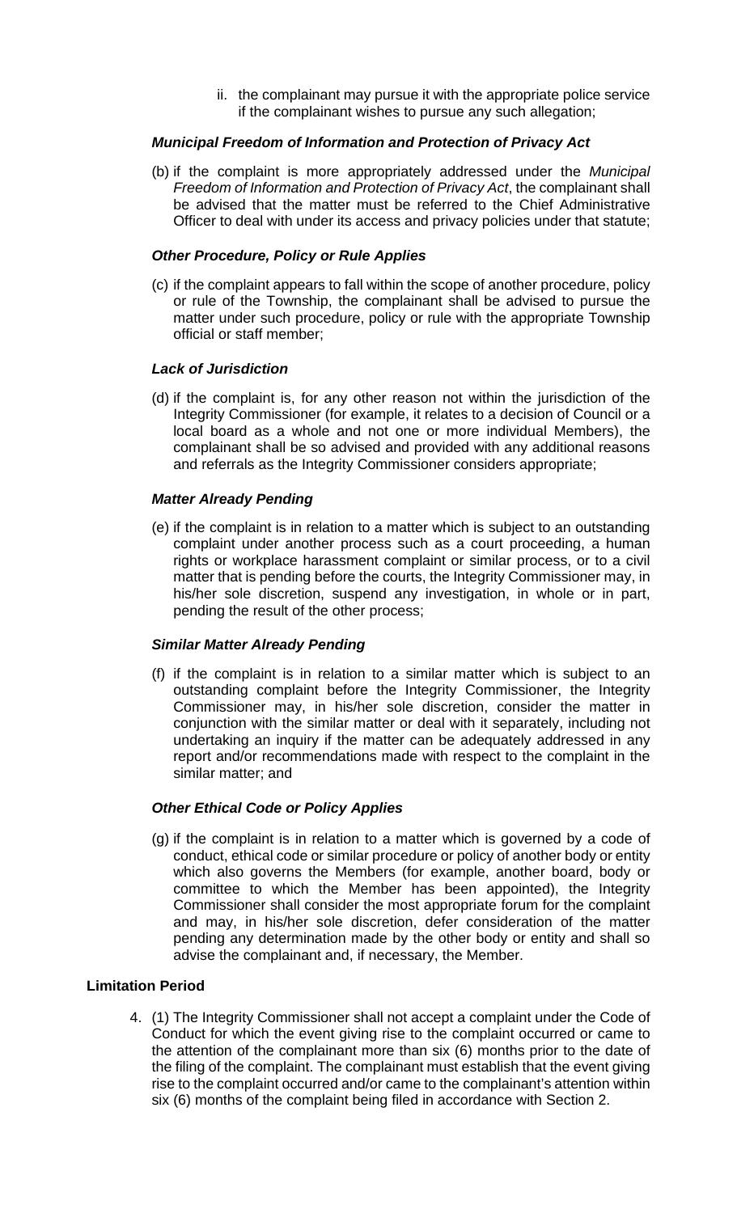ii. the complainant may pursue it with the appropriate police service if the complainant wishes to pursue any such allegation;

***Municipal Freedom of Information and Protection of Privacy Act***

(b) if the complaint is more appropriately addressed under the *Municipal Freedom of Information and Protection of Privacy Act*, the complainant shall be advised that the matter must be referred to the Chief Administrative Officer to deal with under its access and privacy policies under that statute;

***Other Procedure, Policy or Rule Applies***

(c) if the complaint appears to fall within the scope of another procedure, policy or rule of the Township, the complainant shall be advised to pursue the matter under such procedure, policy or rule with the appropriate Township official or staff member;

***Lack of Jurisdiction***

(d) if the complaint is, for any other reason not within the jurisdiction of the Integrity Commissioner (for example, it relates to a decision of Council or a local board as a whole and not one or more individual Members), the complainant shall be so advised and provided with any additional reasons and referrals as the Integrity Commissioner considers appropriate;

***Matter Already Pending***

(e) if the complaint is in relation to a matter which is subject to an outstanding complaint under another process such as a court proceeding, a human rights or workplace harassment complaint or similar process, or to a civil matter that is pending before the courts, the Integrity Commissioner may, in his/her sole discretion, suspend any investigation, in whole or in part, pending the result of the other process;

***Similar Matter Already Pending***

(f) if the complaint is in relation to a similar matter which is subject to an outstanding complaint before the Integrity Commissioner, the Integrity Commissioner may, in his/her sole discretion, consider the matter in conjunction with the similar matter or deal with it separately, including not undertaking an inquiry if the matter can be adequately addressed in any report and/or recommendations made with respect to the complaint in the similar matter; and

***Other Ethical Code or Policy Applies***

(g) if the complaint is in relation to a matter which is governed by a code of conduct, ethical code or similar procedure or policy of another body or entity which also governs the Members (for example, another board, body or committee to which the Member has been appointed), the Integrity Commissioner shall consider the most appropriate forum for the complaint and may, in his/her sole discretion, defer consideration of the matter pending any determination made by the other body or entity and shall so advise the complainant and, if necessary, the Member.

**Limitation Period**

4. (1) The Integrity Commissioner shall not accept a complaint under the Code of Conduct for which the event giving rise to the complaint occurred or came to the attention of the complainant more than six (6) months prior to the date of the filing of the complaint. The complainant must establish that the event giving rise to the complaint occurred and/or came to the complainant's attention within six (6) months of the complaint being filed in accordance with Section 2.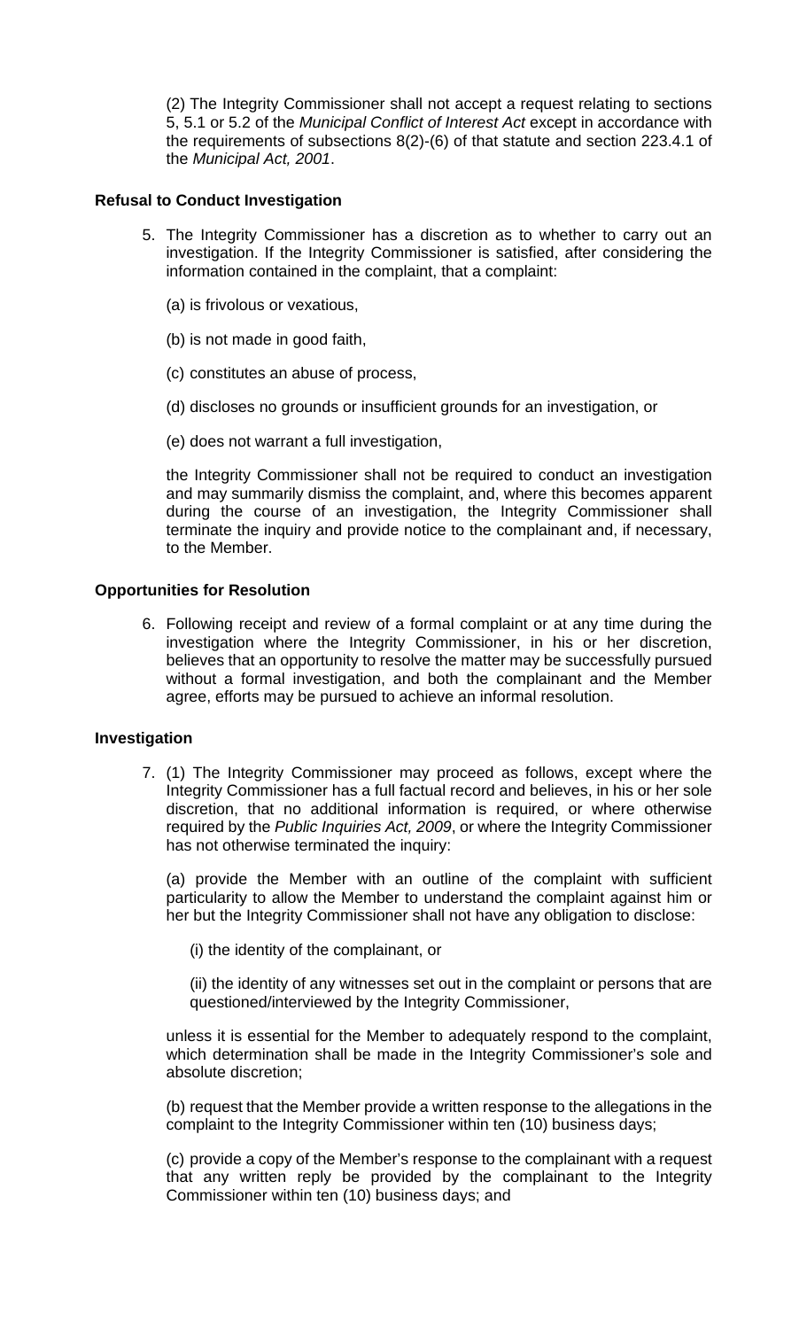(2) The Integrity Commissioner shall not accept a request relating to sections 5, 5.1 or 5.2 of the *Municipal Conflict of Interest Act* except in accordance with the requirements of subsections 8(2)-(6) of that statute and section 223.4.1 of the *Municipal Act, 2001*.

**Refusal to Conduct Investigation**

5. The Integrity Commissioner has a discretion as to whether to carry out an investigation. If the Integrity Commissioner is satisfied, after considering the information contained in the complaint, that a complaint:

   (a) is frivolous or vexatious,

   (b) is not made in good faith,

   (c) constitutes an abuse of process,

   (d) discloses no grounds or insufficient grounds for an investigation, or

   (e) does not warrant a full investigation,

   the Integrity Commissioner shall not be required to conduct an investigation and may summarily dismiss the complaint, and, where this becomes apparent during the course of an investigation, the Integrity Commissioner shall terminate the inquiry and provide notice to the complainant and, if necessary, to the Member.

**Opportunities for Resolution**

6. Following receipt and review of a formal complaint or at any time during the investigation where the Integrity Commissioner, in his or her discretion, believes that an opportunity to resolve the matter may be successfully pursued without a formal investigation, and both the complainant and the Member agree, efforts may be pursued to achieve an informal resolution.

**Investigation**

7. (1) The Integrity Commissioner may proceed as follows, except where the Integrity Commissioner has a full factual record and believes, in his or her sole discretion, that no additional information is required, or where otherwise required by the *Public Inquiries Act, 2009*, or where the Integrity Commissioner has not otherwise terminated the inquiry:

   (a) provide the Member with an outline of the complaint with sufficient particularity to allow the Member to understand the complaint against him or her but the Integrity Commissioner shall not have any obligation to disclose:

      (i) the identity of the complainant, or

      (ii) the identity of any witnesses set out in the complaint or persons that are questioned/interviewed by the Integrity Commissioner,

   unless it is essential for the Member to adequately respond to the complaint, which determination shall be made in the Integrity Commissioner's sole and absolute discretion;

   (b) request that the Member provide a written response to the allegations in the complaint to the Integrity Commissioner within ten (10) business days;

   (c) provide a copy of the Member's response to the complainant with a request that any written reply be provided by the complainant to the Integrity Commissioner within ten (10) business days; and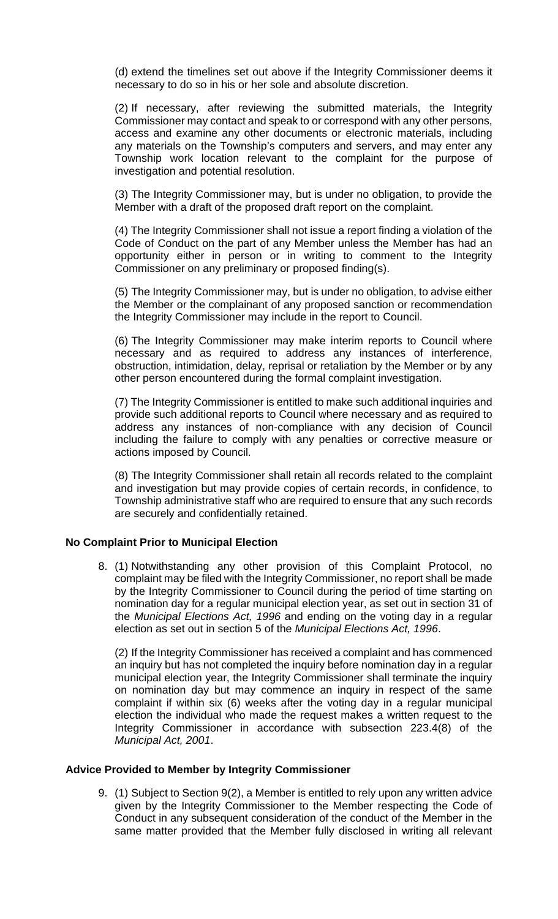(d) extend the timelines set out above if the Integrity Commissioner deems it necessary to do so in his or her sole and absolute discretion.

(2) If necessary, after reviewing the submitted materials, the Integrity Commissioner may contact and speak to or correspond with any other persons, access and examine any other documents or electronic materials, including any materials on the Township's computers and servers, and may enter any Township work location relevant to the complaint for the purpose of investigation and potential resolution.

(3) The Integrity Commissioner may, but is under no obligation, to provide the Member with a draft of the proposed draft report on the complaint.

(4) The Integrity Commissioner shall not issue a report finding a violation of the Code of Conduct on the part of any Member unless the Member has had an opportunity either in person or in writing to comment to the Integrity Commissioner on any preliminary or proposed finding(s).

(5) The Integrity Commissioner may, but is under no obligation, to advise either the Member or the complainant of any proposed sanction or recommendation the Integrity Commissioner may include in the report to Council.

(6) The Integrity Commissioner may make interim reports to Council where necessary and as required to address any instances of interference, obstruction, intimidation, delay, reprisal or retaliation by the Member or by any other person encountered during the formal complaint investigation.

(7) The Integrity Commissioner is entitled to make such additional inquiries and provide such additional reports to Council where necessary and as required to address any instances of non-compliance with any decision of Council including the failure to comply with any penalties or corrective measure or actions imposed by Council.

(8) The Integrity Commissioner shall retain all records related to the complaint and investigation but may provide copies of certain records, in confidence, to Township administrative staff who are required to ensure that any such records are securely and confidentially retained.

**No Complaint Prior to Municipal Election**

8. (1) Notwithstanding any other provision of this Complaint Protocol, no complaint may be filed with the Integrity Commissioner, no report shall be made by the Integrity Commissioner to Council during the period of time starting on nomination day for a regular municipal election year, as set out in section 31 of the *Municipal Elections Act, 1996* and ending on the voting day in a regular election as set out in section 5 of the *Municipal Elections Act, 1996*.

   (2) If the Integrity Commissioner has received a complaint and has commenced an inquiry but has not completed the inquiry before nomination day in a regular municipal election year, the Integrity Commissioner shall terminate the inquiry on nomination day but may commence an inquiry in respect of the same complaint if within six (6) weeks after the voting day in a regular municipal election the individual who made the request makes a written request to the Integrity Commissioner in accordance with subsection 223.4(8) of the *Municipal Act, 2001*.

**Advice Provided to Member by Integrity Commissioner**

9. (1) Subject to Section 9(2), a Member is entitled to rely upon any written advice given by the Integrity Commissioner to the Member respecting the Code of Conduct in any subsequent consideration of the conduct of the Member in the same matter provided that the Member fully disclosed in writing all relevant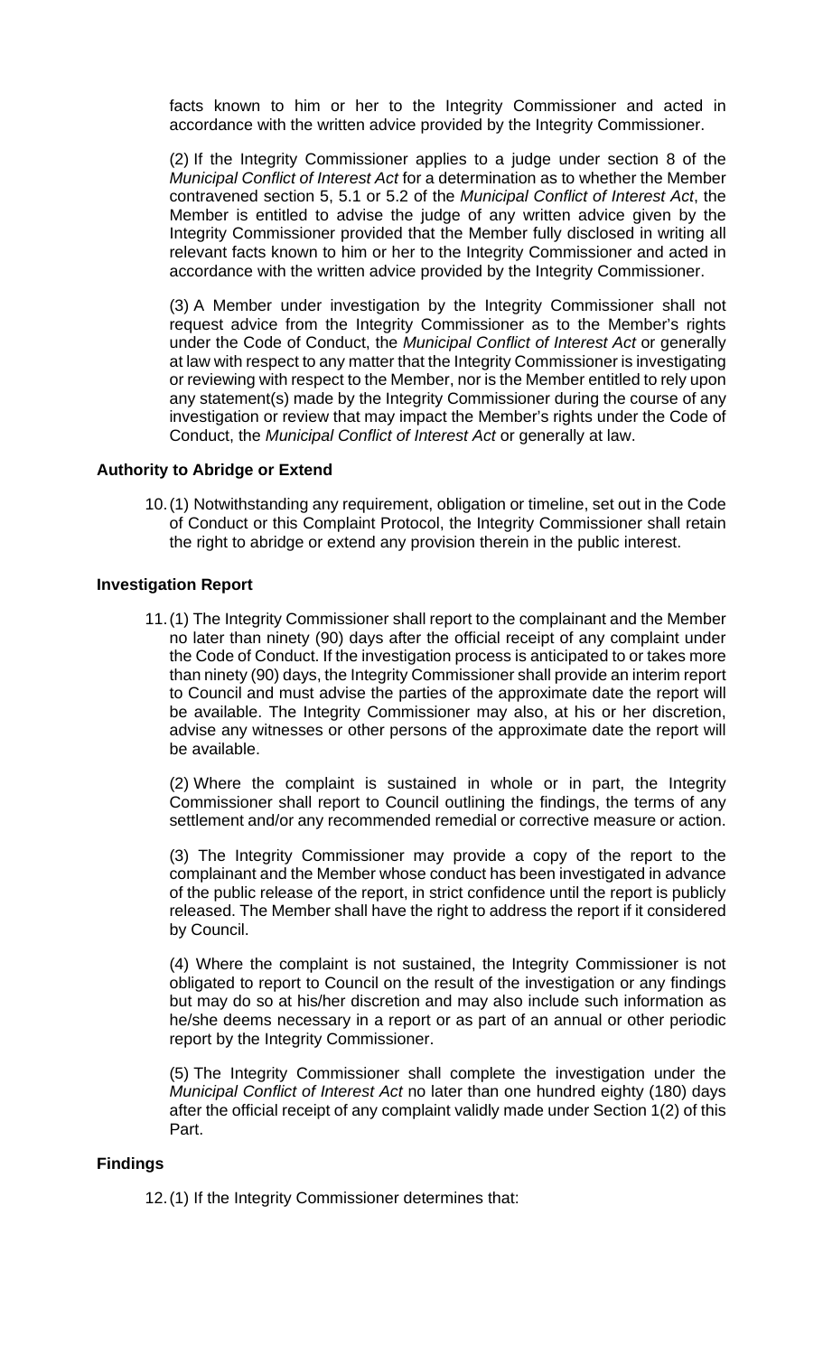facts known to him or her to the Integrity Commissioner and acted in accordance with the written advice provided by the Integrity Commissioner.

(2) If the Integrity Commissioner applies to a judge under section 8 of the *Municipal Conflict of Interest Act* for a determination as to whether the Member contravened section 5, 5.1 or 5.2 of the *Municipal Conflict of Interest Act*, the Member is entitled to advise the judge of any written advice given by the Integrity Commissioner provided that the Member fully disclosed in writing all relevant facts known to him or her to the Integrity Commissioner and acted in accordance with the written advice provided by the Integrity Commissioner.

(3) A Member under investigation by the Integrity Commissioner shall not request advice from the Integrity Commissioner as to the Member's rights under the Code of Conduct, the *Municipal Conflict of Interest Act* or generally at law with respect to any matter that the Integrity Commissioner is investigating or reviewing with respect to the Member, nor is the Member entitled to rely upon any statement(s) made by the Integrity Commissioner during the course of any investigation or review that may impact the Member's rights under the Code of Conduct, the *Municipal Conflict of Interest Act* or generally at law.

**Authority to Abridge or Extend**

10. (1) Notwithstanding any requirement, obligation or timeline, set out in the Code of Conduct or this Complaint Protocol, the Integrity Commissioner shall retain the right to abridge or extend any provision therein in the public interest.

**Investigation Report**

11. (1) The Integrity Commissioner shall report to the complainant and the Member no later than ninety (90) days after the official receipt of any complaint under the Code of Conduct. If the investigation process is anticipated to or takes more than ninety (90) days, the Integrity Commissioner shall provide an interim report to Council and must advise the parties of the approximate date the report will be available. The Integrity Commissioner may also, at his or her discretion, advise any witnesses or other persons of the approximate date the report will be available.

(2) Where the complaint is sustained in whole or in part, the Integrity Commissioner shall report to Council outlining the findings, the terms of any settlement and/or any recommended remedial or corrective measure or action.

(3) The Integrity Commissioner may provide a copy of the report to the complainant and the Member whose conduct has been investigated in advance of the public release of the report, in strict confidence until the report is publicly released. The Member shall have the right to address the report if it considered by Council.

(4) Where the complaint is not sustained, the Integrity Commissioner is not obligated to report to Council on the result of the investigation or any findings but may do so at his/her discretion and may also include such information as he/she deems necessary in a report or as part of an annual or other periodic report by the Integrity Commissioner.

(5) The Integrity Commissioner shall complete the investigation under the *Municipal Conflict of Interest Act* no later than one hundred eighty (180) days after the official receipt of any complaint validly made under Section 1(2) of this Part.

**Findings**

12. (1) If the Integrity Commissioner determines that: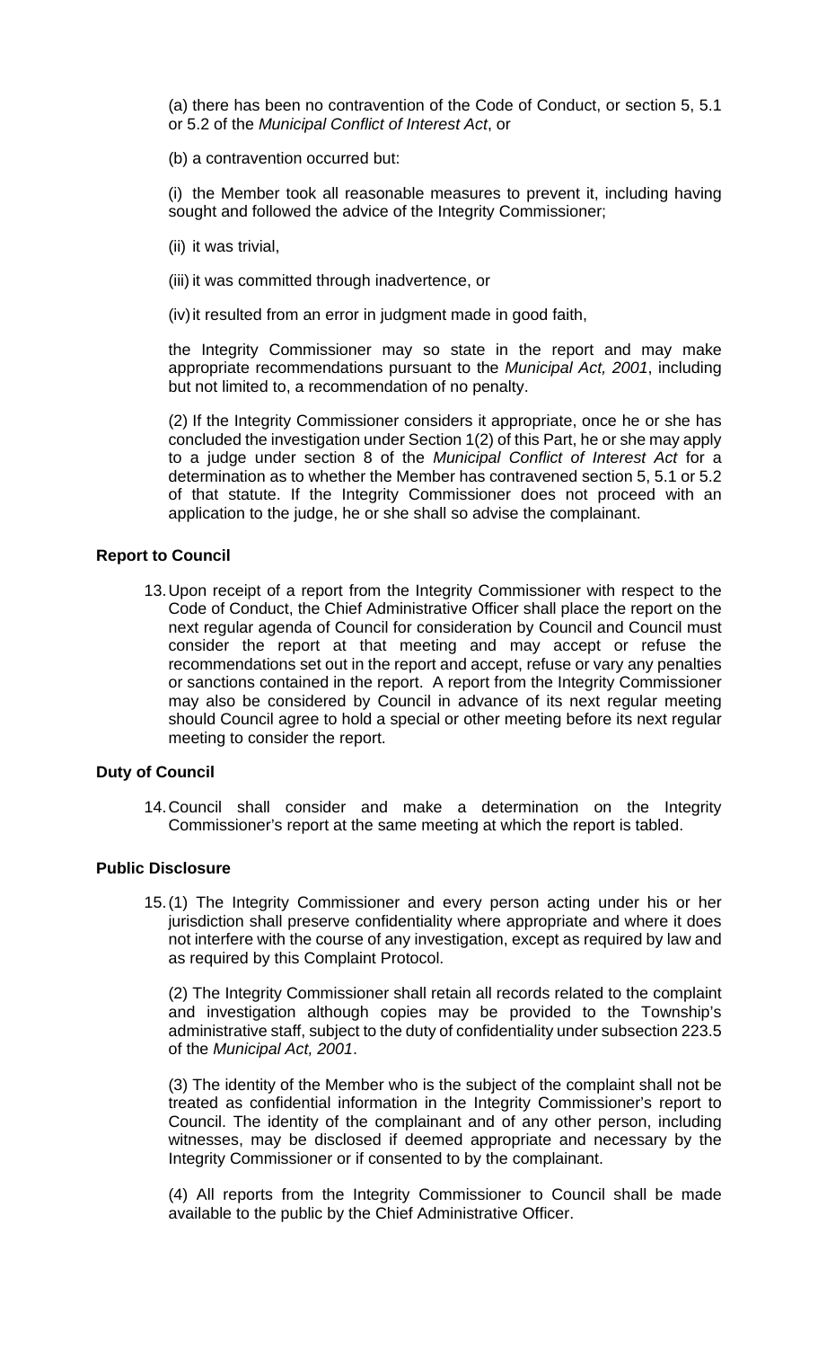(a) there has been no contravention of the Code of Conduct, or section 5, 5.1 or 5.2 of the *Municipal Conflict of Interest Act*, or

(b) a contravention occurred but:

(i) the Member took all reasonable measures to prevent it, including having sought and followed the advice of the Integrity Commissioner;

(ii) it was trivial,

(iii) it was committed through inadvertence, or

(iv) it resulted from an error in judgment made in good faith,

the Integrity Commissioner may so state in the report and may make appropriate recommendations pursuant to the *Municipal Act, 2001*, including but not limited to, a recommendation of no penalty.

(2) If the Integrity Commissioner considers it appropriate, once he or she has concluded the investigation under Section 1(2) of this Part, he or she may apply to a judge under section 8 of the *Municipal Conflict of Interest Act* for a determination as to whether the Member has contravened section 5, 5.1 or 5.2 of that statute. If the Integrity Commissioner does not proceed with an application to the judge, he or she shall so advise the complainant.

**Report to Council**

13. Upon receipt of a report from the Integrity Commissioner with respect to the Code of Conduct, the Chief Administrative Officer shall place the report on the next regular agenda of Council for consideration by Council and Council must consider the report at that meeting and may accept or refuse the recommendations set out in the report and accept, refuse or vary any penalties or sanctions contained in the report. A report from the Integrity Commissioner may also be considered by Council in advance of its next regular meeting should Council agree to hold a special or other meeting before its next regular meeting to consider the report.

**Duty of Council**

14. Council shall consider and make a determination on the Integrity Commissioner's report at the same meeting at which the report is tabled.

**Public Disclosure**

15. (1) The Integrity Commissioner and every person acting under his or her jurisdiction shall preserve confidentiality where appropriate and where it does not interfere with the course of any investigation, except as required by law and as required by this Complaint Protocol.

(2) The Integrity Commissioner shall retain all records related to the complaint and investigation although copies may be provided to the Township's administrative staff, subject to the duty of confidentiality under subsection 223.5 of the *Municipal Act, 2001*.

(3) The identity of the Member who is the subject of the complaint shall not be treated as confidential information in the Integrity Commissioner's report to Council. The identity of the complainant and of any other person, including witnesses, may be disclosed if deemed appropriate and necessary by the Integrity Commissioner or if consented to by the complainant.

(4) All reports from the Integrity Commissioner to Council shall be made available to the public by the Chief Administrative Officer.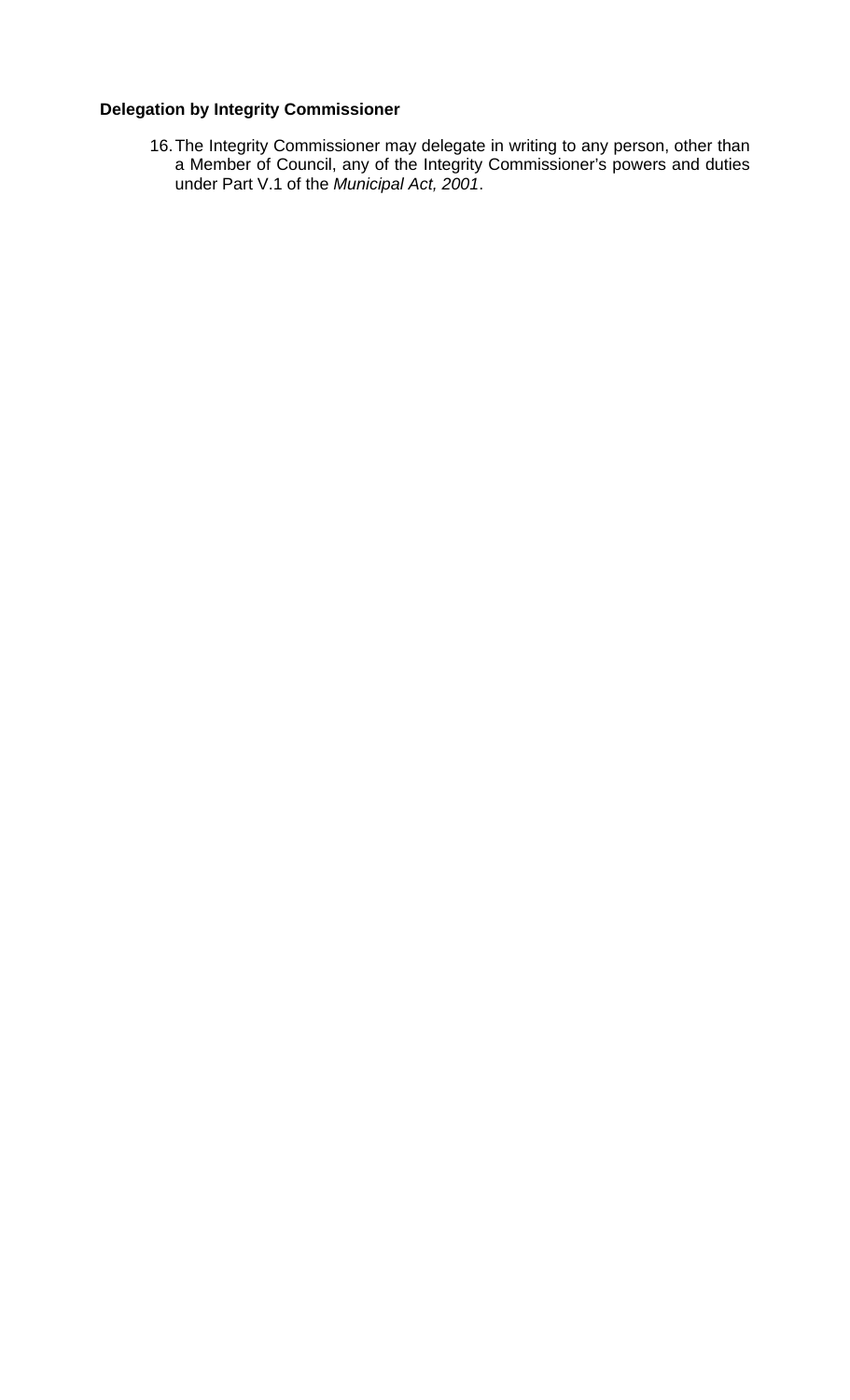**Delegation by Integrity Commissioner**

16. The Integrity Commissioner may delegate in writing to any person, other than a Member of Council, any of the Integrity Commissioner's powers and duties under Part V.1 of the *Municipal Act, 2001*.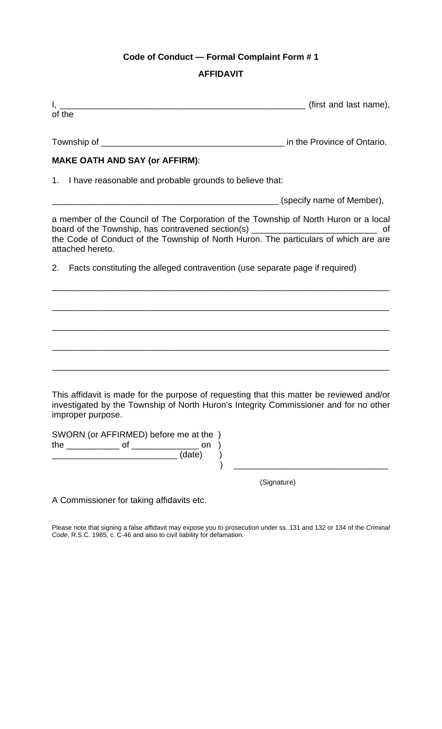**Code of Conduct — Formal Complaint Form # 1**

**AFFIDAVIT**

I, ___________________________________________________ (first and last name), of the

Township of ______________________________________ in the Province of Ontario.

**MAKE OATH AND SAY (or AFFIRM)**:

1. I have reasonable and probable grounds to believe that:

_________________________________________________ (specify name of Member),

a member of the Council of The Corporation of the Township of North Huron or a local board of the Township, has contravened section(s) __________________________ of the Code of Conduct of the Township of North Huron. The particulars of which are are attached hereto.

2. Facts constituting the alleged contravention (use separate page if required)

_________________________________________________________________________

_________________________________________________________________________

_________________________________________________________________________

_________________________________________________________________________

_________________________________________________________________________

This affidavit is made for the purpose of requesting that this matter be reviewed and/or investigated by the Township of North Huron's Integrity Commissioner and for no other improper purpose.

SWORN (or AFFIRMED) before me at the )
the ___________ of ______________ on )
__________________________ (date) )
) ________________________________

(Signature)

A Commissioner for taking affidavits etc.

Please note that signing a false affidavit may expose you to prosecution under ss. 131 and 132 or 134 of the *Criminal Code*, R.S.C. 1985, c. C-46 and also to civil liability for defamation.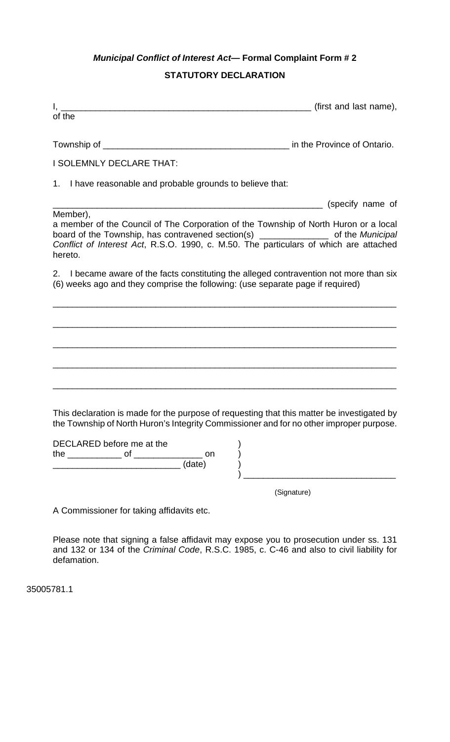***Municipal Conflict of Interest Act*— Formal Complaint Form # 2**

**STATUTORY DECLARATION**

I, ______________________________________________________ (first and last name), of the

Township of ______________________________________ in the Province of Ontario.

I SOLEMNLY DECLARE THAT:

1. I have reasonable and probable grounds to believe that:

___________________________________________________________ (specify name of Member),
a member of the Council of The Corporation of the Township of North Huron or a local board of the Township, has contravened section(s) ______________ of the *Municipal Conflict of Interest Act*, R.S.O. 1990, c. M.50. The particulars of which are attached hereto.

2. I became aware of the facts constituting the alleged contravention not more than six (6) weeks ago and they comprise the following: (use separate page if required)

___________________________________________________________________________

___________________________________________________________________________

___________________________________________________________________________

___________________________________________________________________________

___________________________________________________________________________

This declaration is made for the purpose of requesting that this matter be investigated by the Township of North Huron's Integrity Commissioner and for no other improper purpose.

DECLARED before me at the )
the ___________ of ______________ on )
__________________________ (date) )
) _______________________________

(Signature)

A Commissioner for taking affidavits etc.

Please note that signing a false affidavit may expose you to prosecution under ss. 131 and 132 or 134 of the *Criminal Code*, R.S.C. 1985, c. C-46 and also to civil liability for defamation.

35005781.1